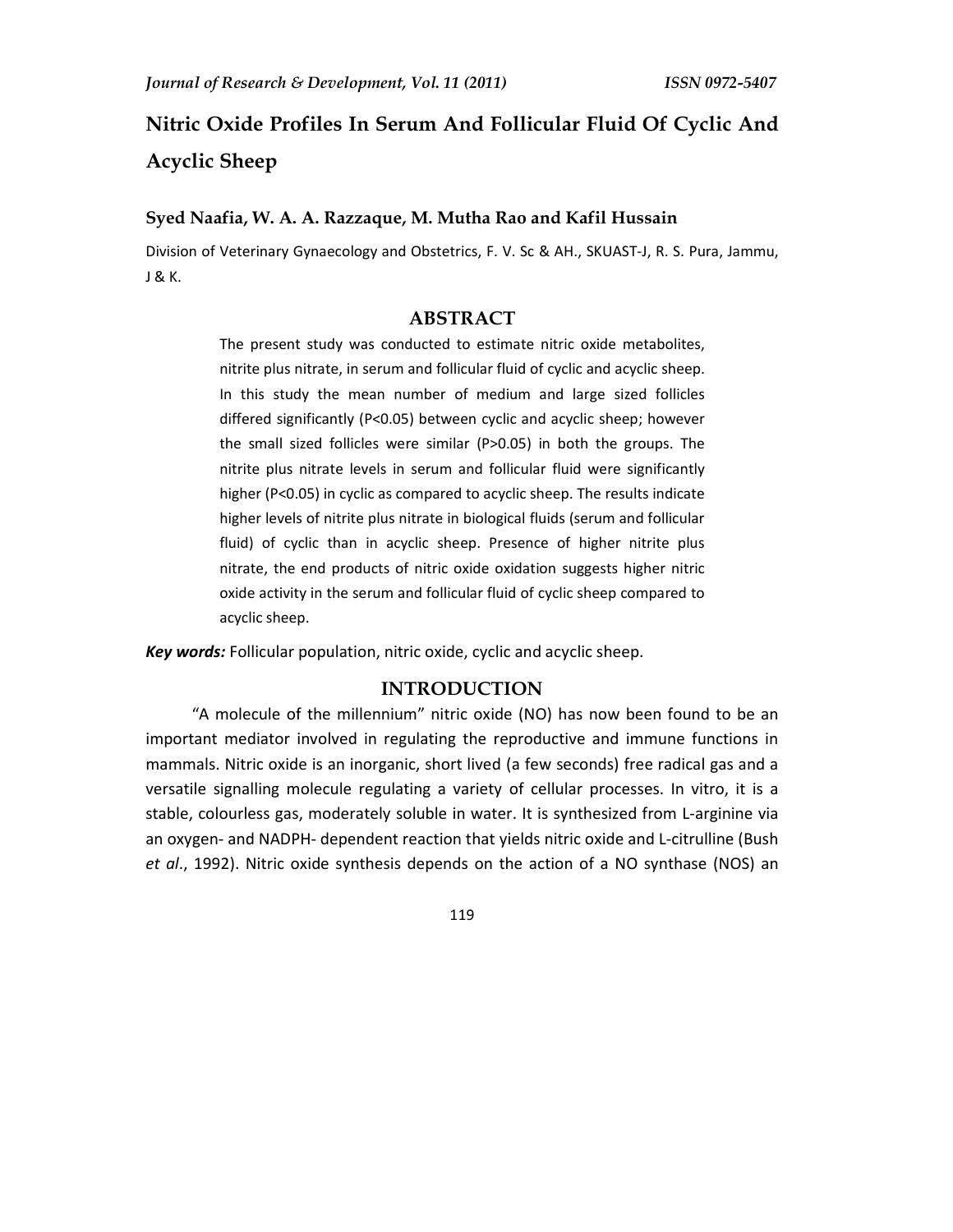# Nitric Oxide Profiles In Serum And Follicular Fluid Of Cyclic And Acyclic Sheep

**Syed Naafia, W. A. A. Razzaque, M. Mutha Rao and Kafil Hussain**

Division of Veterinary Gynaecology and Obstetrics, F. V. Sc & AH., SKUAST-J, R. S. Pura, Jammu, J & K.

## ABSTRACT

The present study was conducted to estimate nitric oxide metabolites, nitrite plus nitrate, in serum and follicular fluid of cyclic and acyclic sheep. In this study the mean number of medium and large sized follicles differed significantly ($P<0.05$) between cyclic and acyclic sheep; however the small sized follicles were similar ($P>0.05$) in both the groups. The nitrite plus nitrate levels in serum and follicular fluid were significantly higher ($P<0.05$) in cyclic as compared to acyclic sheep. The results indicate higher levels of nitrite plus nitrate in biological fluids (serum and follicular fluid) of cyclic than in acyclic sheep. Presence of higher nitrite plus nitrate, the end products of nitric oxide oxidation suggests higher nitric oxide activity in the serum and follicular fluid of cyclic sheep compared to acyclic sheep.

***Key words:*** Follicular population, nitric oxide, cyclic and acyclic sheep.

## INTRODUCTION

"A molecule of the millennium" nitric oxide (NO) has now been found to be an important mediator involved in regulating the reproductive and immune functions in mammals. Nitric oxide is an inorganic, short lived (a few seconds) free radical gas and a versatile signalling molecule regulating a variety of cellular processes. In vitro, it is a stable, colourless gas, moderately soluble in water. It is synthesized from L-arginine via an oxygen- and NADPH- dependent reaction that yields nitric oxide and L-citrulline (Bush *et al*., 1992). Nitric oxide synthesis depends on the action of a NO synthase (NOS) an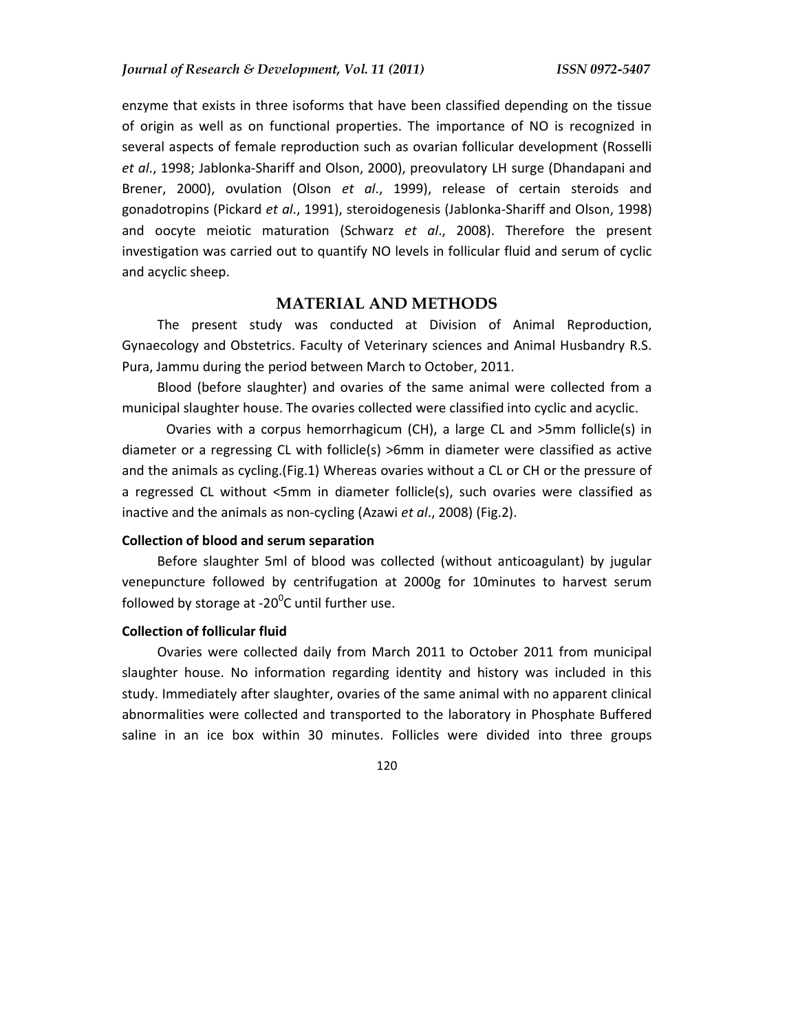enzyme that exists in three isoforms that have been classified depending on the tissue of origin as well as on functional properties. The importance of NO is recognized in several aspects of female reproduction such as ovarian follicular development (Rosselli *et al*., 1998; Jablonka-Shariff and Olson, 2000), preovulatory LH surge (Dhandapani and Brener, 2000), ovulation (Olson *et al*., 1999), release of certain steroids and gonadotropins (Pickard *et al*., 1991), steroidogenesis (Jablonka-Shariff and Olson, 1998) and oocyte meiotic maturation (Schwarz *et al*., 2008). Therefore the present investigation was carried out to quantify NO levels in follicular fluid and serum of cyclic and acyclic sheep.

## MATERIAL AND METHODS

The present study was conducted at Division of Animal Reproduction, Gynaecology and Obstetrics. Faculty of Veterinary sciences and Animal Husbandry R.S. Pura, Jammu during the period between March to October, 2011.

Blood (before slaughter) and ovaries of the same animal were collected from a municipal slaughter house. The ovaries collected were classified into cyclic and acyclic.

Ovaries with a corpus hemorrhagicum (CH), a large CL and >5mm follicle(s) in diameter or a regressing CL with follicle(s) >6mm in diameter were classified as active and the animals as cycling.(Fig.1) Whereas ovaries without a CL or CH or the pressure of a regressed CL without <5mm in diameter follicle(s), such ovaries were classified as inactive and the animals as non-cycling (Azawi *et al*., 2008) (Fig.2).

### Collection of blood and serum separation

Before slaughter 5ml of blood was collected (without anticoagulant) by jugular venepuncture followed by centrifugation at 2000g for 10minutes to harvest serum followed by storage at -20$^0$C until further use.

### Collection of follicular fluid

Ovaries were collected daily from March 2011 to October 2011 from municipal slaughter house. No information regarding identity and history was included in this study. Immediately after slaughter, ovaries of the same animal with no apparent clinical abnormalities were collected and transported to the laboratory in Phosphate Buffered saline in an ice box within 30 minutes. Follicles were divided into three groups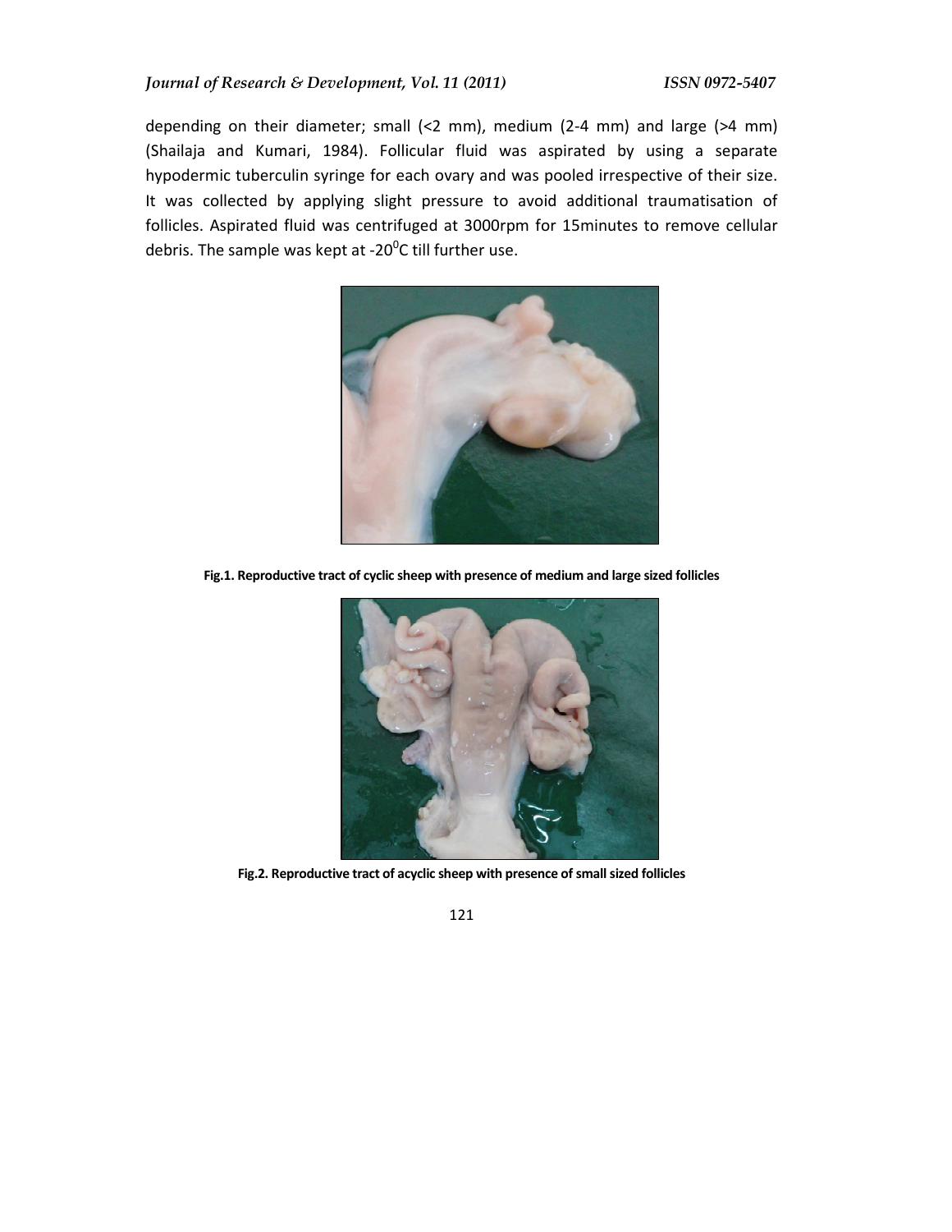depending on their diameter; small (<2 mm), medium (2-4 mm) and large (>4 mm) (Shailaja and Kumari, 1984). Follicular fluid was aspirated by using a separate hypodermic tuberculin syringe for each ovary and was pooled irrespective of their size. It was collected by applying slight pressure to avoid additional traumatisation of follicles. Aspirated fluid was centrifuged at 3000rpm for 15minutes to remove cellular debris. The sample was kept at -20$^0$C till further use.

**Fig.1. Reproductive tract of cyclic sheep with presence of medium and large sized follicles**

**Fig.2. Reproductive tract of acyclic sheep with presence of small sized follicles**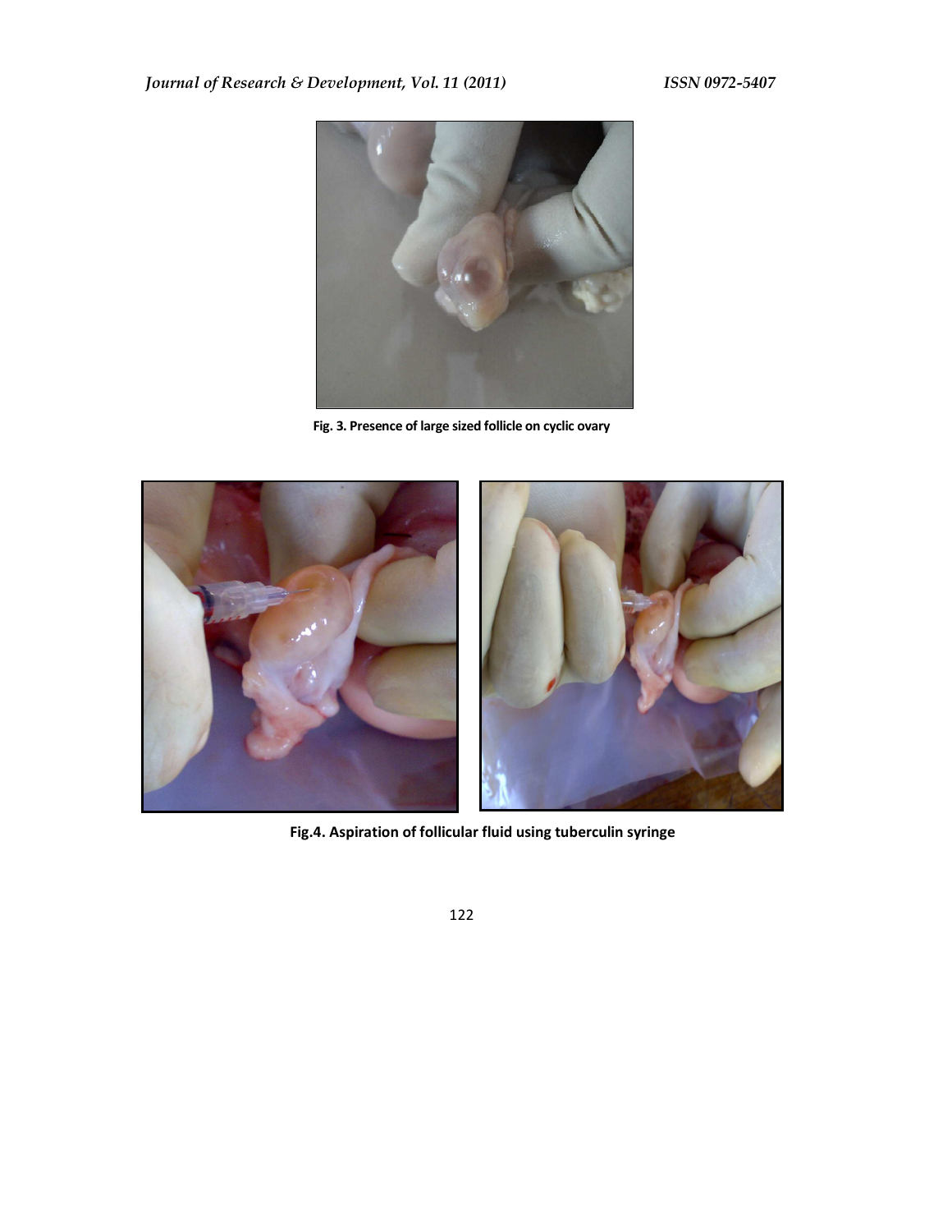Fig. 3. Presence of large sized follicle on cyclic ovary

Fig.4. Aspiration of follicular fluid using tuberculin syringe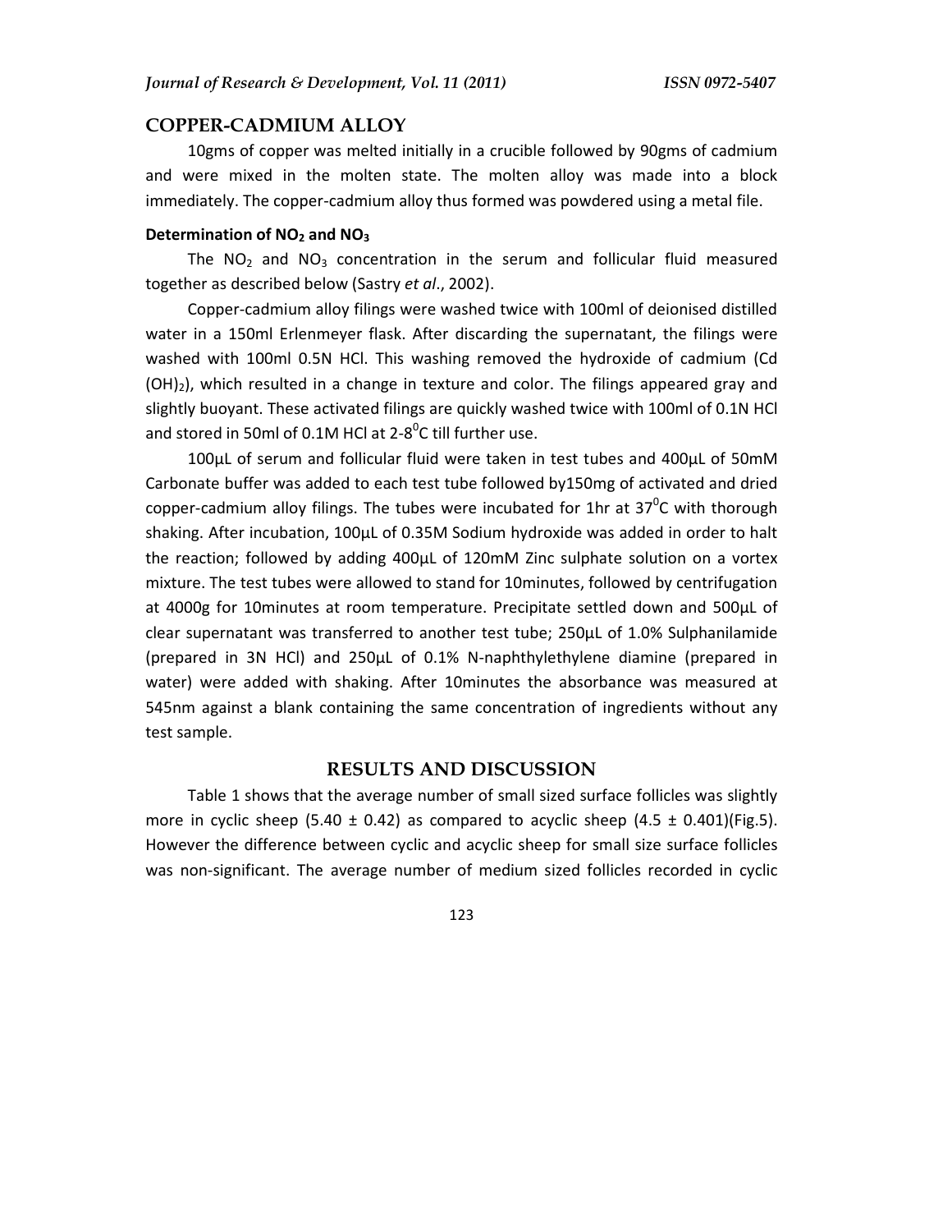## COPPER-CADMIUM ALLOY

10gms of copper was melted initially in a crucible followed by 90gms of cadmium and were mixed in the molten state. The molten alloy was made into a block immediately. The copper-cadmium alloy thus formed was powdered using a metal file.

### Determination of $NO_2$ and $NO_3$

The $NO_2$ and $NO_3$ concentration in the serum and follicular fluid measured together as described below (Sastry *et al*., 2002).

Copper-cadmium alloy filings were washed twice with 100ml of deionised distilled water in a 150ml Erlenmeyer flask. After discarding the supernatant, the filings were washed with 100ml 0.5N HCl. This washing removed the hydroxide of cadmium ($Cd(OH)_2$), which resulted in a change in texture and color. The filings appeared gray and slightly buoyant. These activated filings are quickly washed twice with 100ml of 0.1N HCl and stored in 50ml of 0.1M HCl at 2-8$^0$C till further use.

100µL of serum and follicular fluid were taken in test tubes and 400µL of 50mM Carbonate buffer was added to each test tube followed by150mg of activated and dried copper-cadmium alloy filings. The tubes were incubated for 1hr at 37$^0$C with thorough shaking. After incubation, 100µL of 0.35M Sodium hydroxide was added in order to halt the reaction; followed by adding 400µL of 120mM Zinc sulphate solution on a vortex mixture. The test tubes were allowed to stand for 10minutes, followed by centrifugation at 4000g for 10minutes at room temperature. Precipitate settled down and 500µL of clear supernatant was transferred to another test tube; 250µL of 1.0% Sulphanilamide (prepared in 3N HCl) and 250µL of 0.1% N-naphthylethylene diamine (prepared in water) were added with shaking. After 10minutes the absorbance was measured at 545nm against a blank containing the same concentration of ingredients without any test sample.

## RESULTS AND DISCUSSION

Table 1 shows that the average number of small sized surface follicles was slightly more in cyclic sheep (5.40 ± 0.42) as compared to acyclic sheep (4.5 ± 0.401)(Fig.5). However the difference between cyclic and acyclic sheep for small size surface follicles was non-significant. The average number of medium sized follicles recorded in cyclic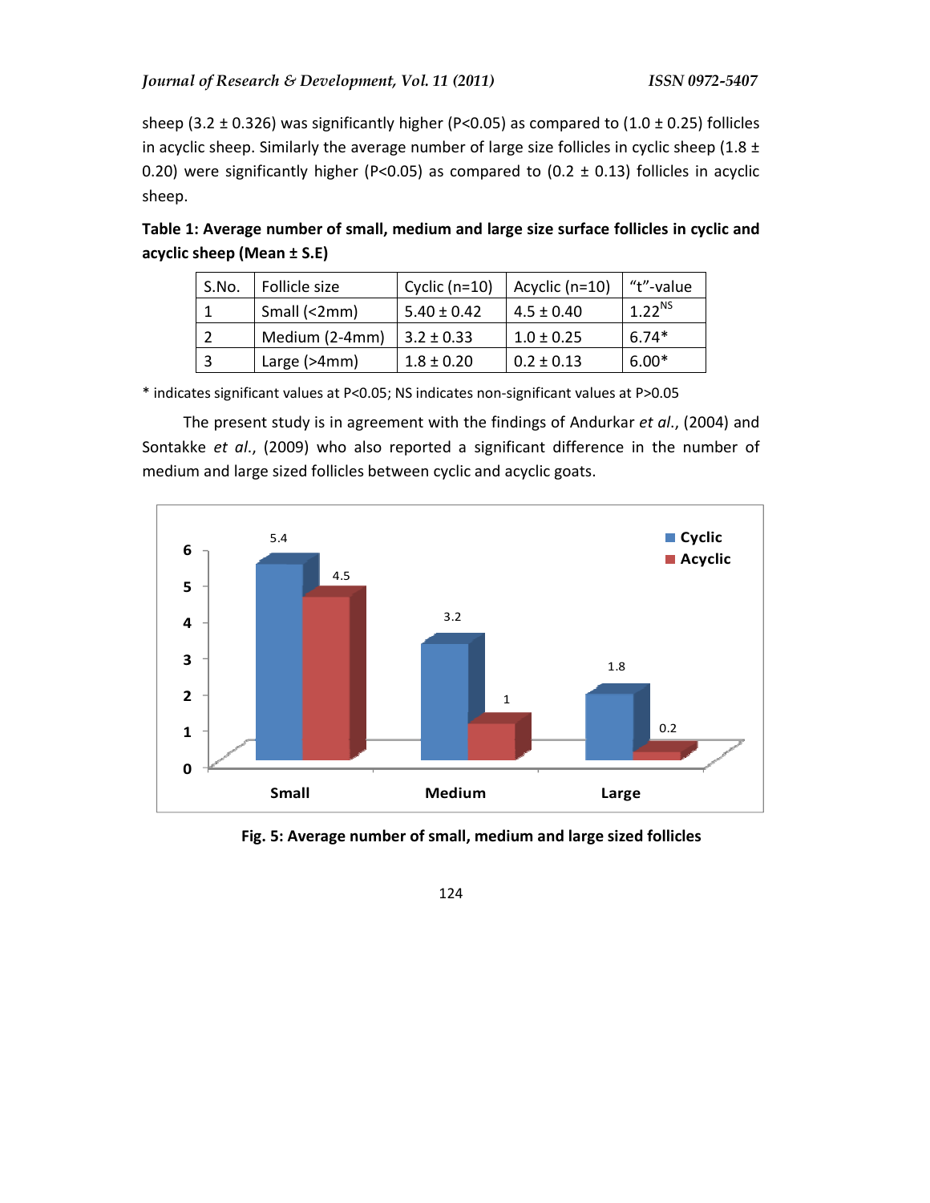sheep (3.2 ± 0.326) was significantly higher ($P<0.05$) as compared to (1.0 ± 0.25) follicles in acyclic sheep. Similarly the average number of large size follicles in cyclic sheep (1.8 ± 0.20) were significantly higher ($P<0.05$) as compared to (0.2 ± 0.13) follicles in acyclic sheep.

**Table 1: Average number of small, medium and large size surface follicles in cyclic and acyclic sheep (Mean ± S.E)**

| S.No. | Follicle size | Cyclic (n=10) | Acyclic (n=10) | "t"-value |
|---|---|---|---|---|
| 1 | Small (<2mm) | 5.40 ± 0.42 | 4.5 ± 0.40 | $1.22^{NS}$ |
| 2 | Medium (2-4mm) | 3.2 ± 0.33 | 1.0 ± 0.25 | 6.74* |
| 3 | Large (>4mm) | 1.8 ± 0.20 | 0.2 ± 0.13 | 6.00* |

* indicates significant values at $P<0.05$; NS indicates non-significant values at $P>0.05$

The present study is in agreement with the findings of Andurkar *et al.*, (2004) and Sontakke *et al.*, (2009) who also reported a significant difference in the number of medium and large sized follicles between cyclic and acyclic goats.

**Fig. 5: Average number of small, medium and large sized follicles**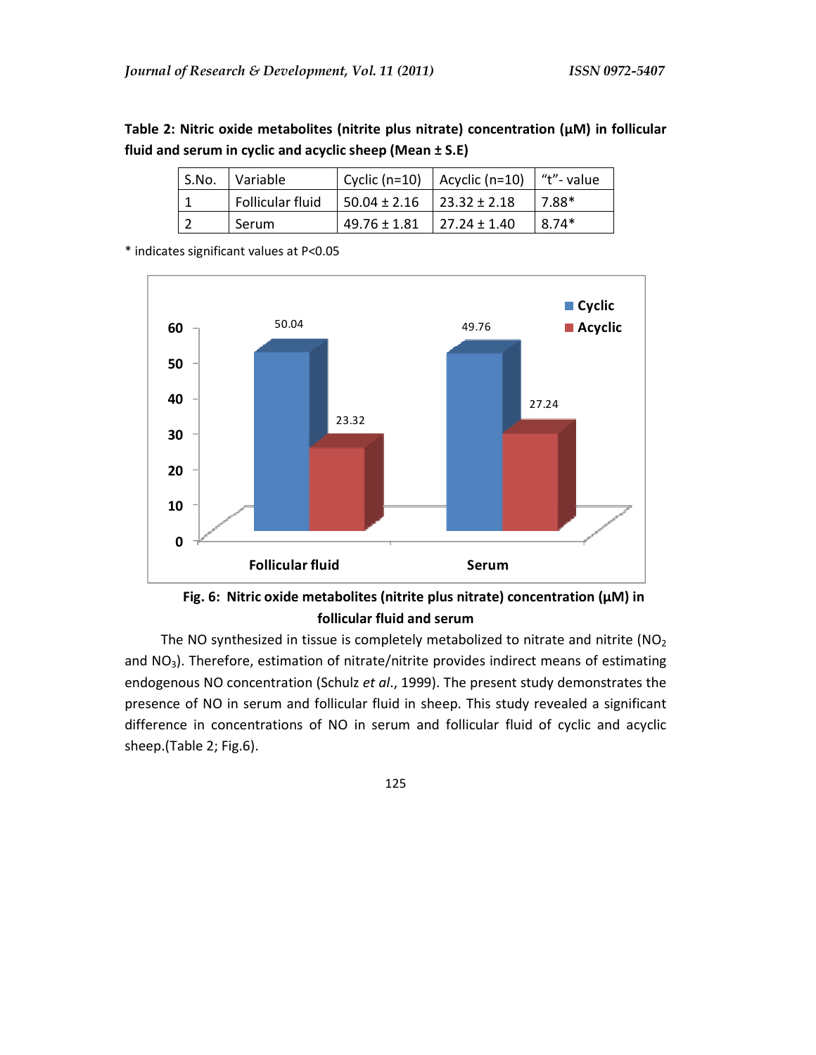**Table 2: Nitric oxide metabolites (nitrite plus nitrate) concentration (μM) in follicular fluid and serum in cyclic and acyclic sheep (Mean ± S.E)**

| S.No. | Variable | Cyclic (n=10) | Acyclic (n=10) | "t"- value |
|---|---|---|---|---|
| 1 | Follicular fluid | 50.04 ± 2.16 | 23.32 ± 2.18 | 7.88* |
| 2 | Serum | 49.76 ± 1.81 | 27.24 ± 1.40 | 8.74* |

* indicates significant values at $P<0.05$

**Fig. 6: Nitric oxide metabolites (nitrite plus nitrate) concentration (μM) in follicular fluid and serum**

The NO synthesized in tissue is completely metabolized to nitrate and nitrite ($NO_2$ and $NO_3$). Therefore, estimation of nitrate/nitrite provides indirect means of estimating endogenous NO concentration (Schulz *et al*., 1999). The present study demonstrates the presence of NO in serum and follicular fluid in sheep. This study revealed a significant difference in concentrations of NO in serum and follicular fluid of cyclic and acyclic sheep.(Table 2; Fig.6).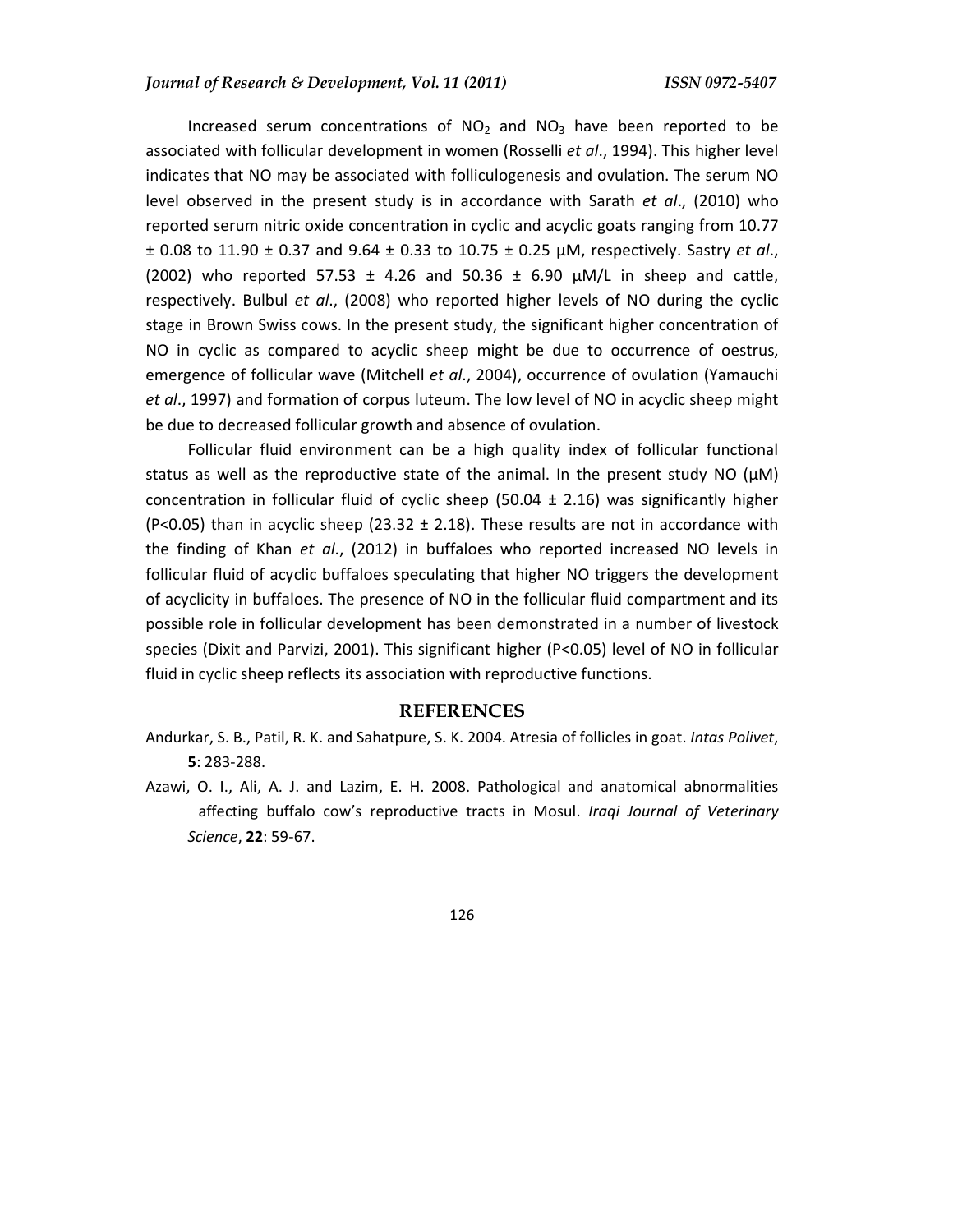Increased serum concentrations of $NO_2$ and $NO_3$ have been reported to be associated with follicular development in women (Rosselli *et al*., 1994). This higher level indicates that NO may be associated with folliculogenesis and ovulation. The serum NO level observed in the present study is in accordance with Sarath *et al*., (2010) who reported serum nitric oxide concentration in cyclic and acyclic goats ranging from 10.77 ± 0.08 to 11.90 ± 0.37 and 9.64 ± 0.33 to 10.75 ± 0.25 µM, respectively. Sastry *et al*., (2002) who reported 57.53 ± 4.26 and 50.36 ± 6.90 µM/L in sheep and cattle, respectively. Bulbul *et al*., (2008) who reported higher levels of NO during the cyclic stage in Brown Swiss cows. In the present study, the significant higher concentration of NO in cyclic as compared to acyclic sheep might be due to occurrence of oestrus, emergence of follicular wave (Mitchell *et al*., 2004), occurrence of ovulation (Yamauchi *et al*., 1997) and formation of corpus luteum. The low level of NO in acyclic sheep might be due to decreased follicular growth and absence of ovulation.

Follicular fluid environment can be a high quality index of follicular functional status as well as the reproductive state of the animal. In the present study NO (µM) concentration in follicular fluid of cyclic sheep (50.04 ± 2.16) was significantly higher ($P<0.05$) than in acyclic sheep (23.32 ± 2.18). These results are not in accordance with the finding of Khan *et al*., (2012) in buffaloes who reported increased NO levels in follicular fluid of acyclic buffaloes speculating that higher NO triggers the development of acyclicity in buffaloes. The presence of NO in the follicular fluid compartment and its possible role in follicular development has been demonstrated in a number of livestock species (Dixit and Parvizi, 2001). This significant higher ($P<0.05$) level of NO in follicular fluid in cyclic sheep reflects its association with reproductive functions.

## REFERENCES

Andurkar, S. B., Patil, R. K. and Sahatpure, S. K. 2004. Atresia of follicles in goat. *Intas Polivet*, **5**: 283-288.

Azawi, O. I., Ali, A. J. and Lazim, E. H. 2008. Pathological and anatomical abnormalities affecting buffalo cow's reproductive tracts in Mosul. *Iraqi Journal of Veterinary Science*, **22**: 59-67.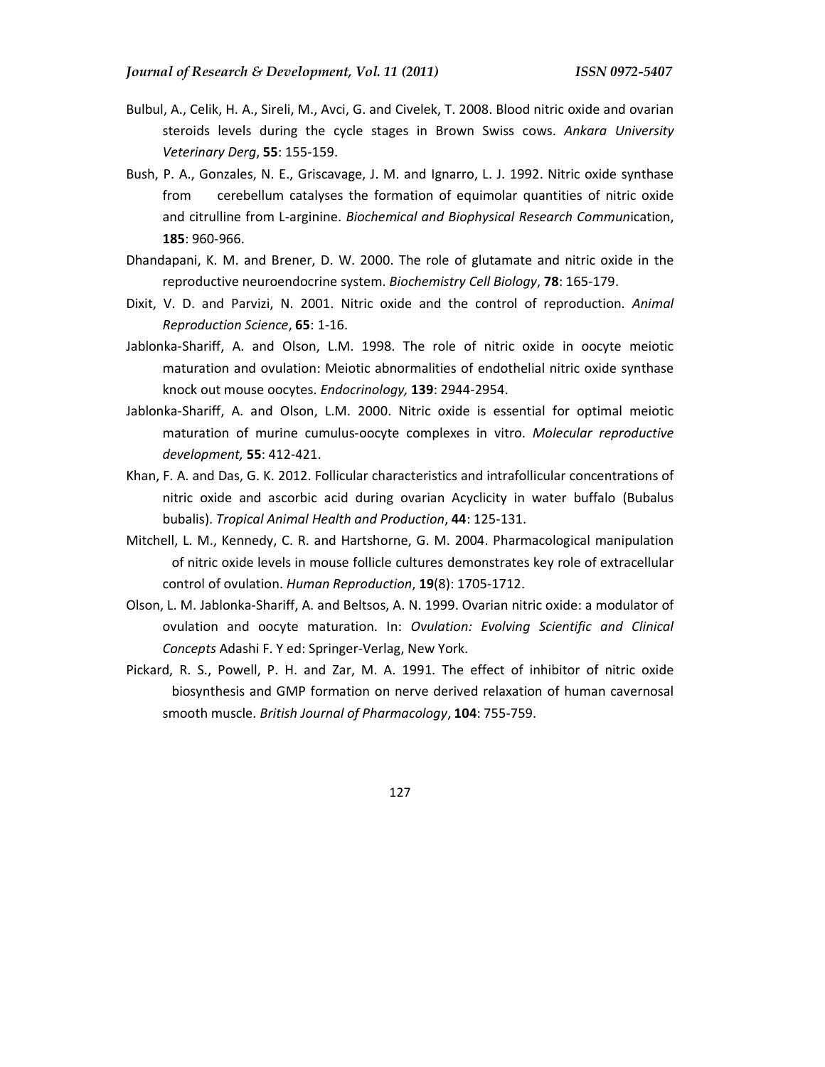Bulbul, A., Celik, H. A., Sireli, M., Avci, G. and Civelek, T. 2008. Blood nitric oxide and ovarian steroids levels during the cycle stages in Brown Swiss cows. *Ankara University Veterinary Derg*, **55**: 155-159.

Bush, P. A., Gonzales, N. E., Griscavage, J. M. and Ignarro, L. J. 1992. Nitric oxide synthase from cerebellum catalyses the formation of equimolar quantities of nitric oxide and citrulline from L-arginine. *Biochemical and Biophysical Research Commun*ication, **185**: 960-966.

Dhandapani, K. M. and Brener, D. W. 2000. The role of glutamate and nitric oxide in the reproductive neuroendocrine system. *Biochemistry Cell Biology*, **78**: 165-179.

Dixit, V. D. and Parvizi, N. 2001. Nitric oxide and the control of reproduction. *Animal Reproduction Science*, **65**: 1-16.

Jablonka-Shariff, A. and Olson, L.M. 1998. The role of nitric oxide in oocyte meiotic maturation and ovulation: Meiotic abnormalities of endothelial nitric oxide synthase knock out mouse oocytes. *Endocrinology,* **139**: 2944-2954.

Jablonka-Shariff, A. and Olson, L.M. 2000. Nitric oxide is essential for optimal meiotic maturation of murine cumulus-oocyte complexes in vitro. *Molecular reproductive development,* **55**: 412-421.

Khan, F. A. and Das, G. K. 2012. Follicular characteristics and intrafollicular concentrations of nitric oxide and ascorbic acid during ovarian Acyclicity in water buffalo (Bubalus bubalis). *Tropical Animal Health and Production*, **44**: 125-131.

Mitchell, L. M., Kennedy, C. R. and Hartshorne, G. M. 2004. Pharmacological manipulation of nitric oxide levels in mouse follicle cultures demonstrates key role of extracellular control of ovulation. *Human Reproduction*, **19**(8): 1705-1712.

Olson, L. M. Jablonka-Shariff, A. and Beltsos, A. N. 1999. Ovarian nitric oxide: a modulator of ovulation and oocyte maturation. In: *Ovulation: Evolving Scientific and Clinical Concepts* Adashi F. Y ed: Springer-Verlag, New York.

Pickard, R. S., Powell, P. H. and Zar, M. A. 1991. The effect of inhibitor of nitric oxide biosynthesis and GMP formation on nerve derived relaxation of human cavernosal smooth muscle. *British Journal of Pharmacology*, **104**: 755-759.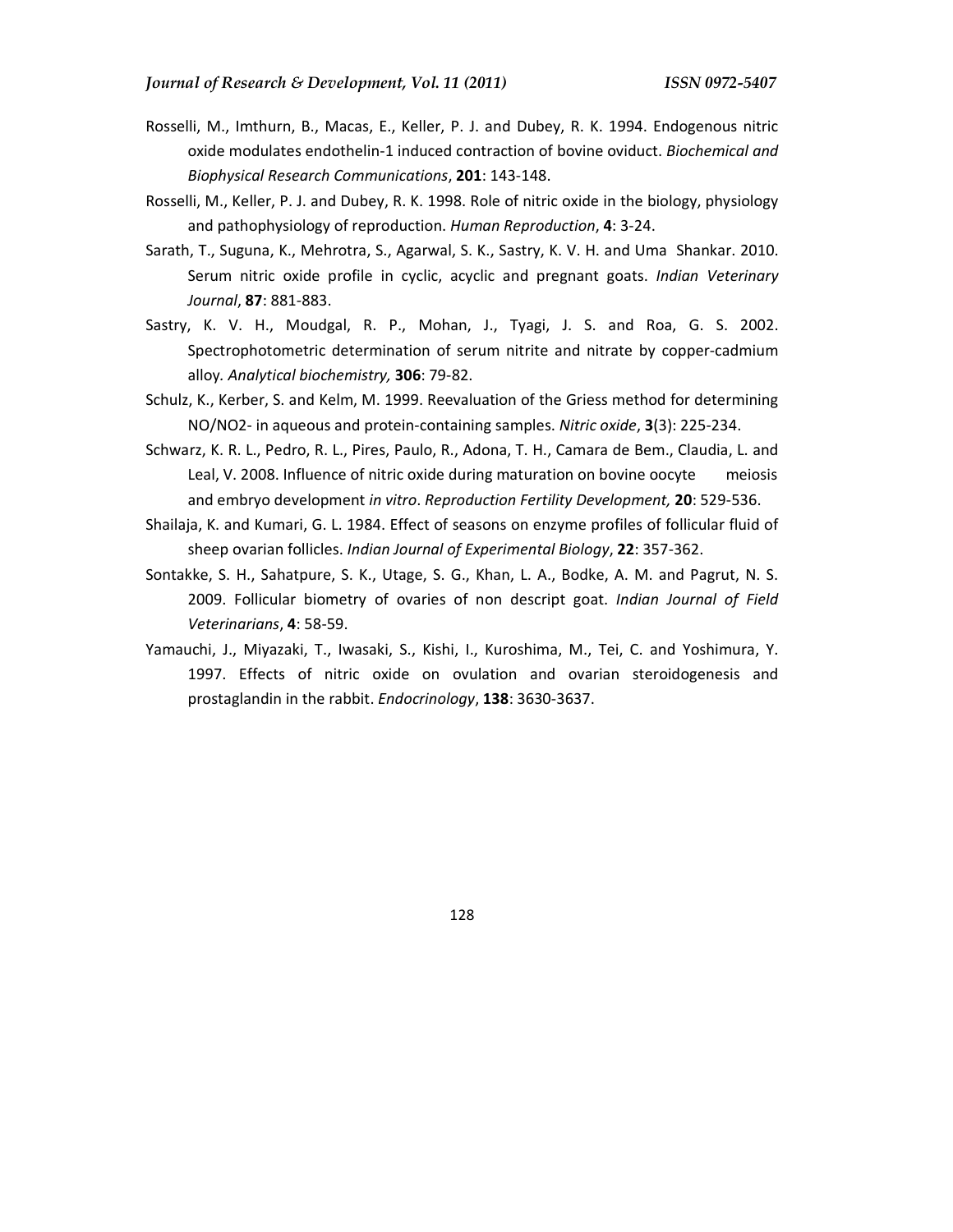Rosselli, M., Imthurn, B., Macas, E., Keller, P. J. and Dubey, R. K. 1994. Endogenous nitric oxide modulates endothelin-1 induced contraction of bovine oviduct. *Biochemical and Biophysical Research Communications*, **201**: 143-148.

Rosselli, M., Keller, P. J. and Dubey, R. K. 1998. Role of nitric oxide in the biology, physiology and pathophysiology of reproduction. *Human Reproduction*, **4**: 3-24.

Sarath, T., Suguna, K., Mehrotra, S., Agarwal, S. K., Sastry, K. V. H. and Uma Shankar. 2010. Serum nitric oxide profile in cyclic, acyclic and pregnant goats. *Indian Veterinary Journal*, **87**: 881-883.

Sastry, K. V. H., Moudgal, R. P., Mohan, J., Tyagi, J. S. and Roa, G. S. 2002. Spectrophotometric determination of serum nitrite and nitrate by copper-cadmium alloy. *Analytical biochemistry,* **306**: 79-82.

Schulz, K., Kerber, S. and Kelm, M. 1999. Reevaluation of the Griess method for determining NO/NO2- in aqueous and protein-containing samples. *Nitric oxide*, **3**(3): 225-234.

Schwarz, K. R. L., Pedro, R. L., Pires, Paulo, R., Adona, T. H., Camara de Bem., Claudia, L. and Leal, V. 2008. Influence of nitric oxide during maturation on bovine oocyte meiosis and embryo development *in vitro*. *Reproduction Fertility Development,* **20**: 529-536.

Shailaja, K. and Kumari, G. L. 1984. Effect of seasons on enzyme profiles of follicular fluid of sheep ovarian follicles. *Indian Journal of Experimental Biology*, **22**: 357-362.

Sontakke, S. H., Sahatpure, S. K., Utage, S. G., Khan, L. A., Bodke, A. M. and Pagrut, N. S. 2009. Follicular biometry of ovaries of non descript goat. *Indian Journal of Field Veterinarians*, **4**: 58-59.

Yamauchi, J., Miyazaki, T., Iwasaki, S., Kishi, I., Kuroshima, M., Tei, C. and Yoshimura, Y. 1997. Effects of nitric oxide on ovulation and ovarian steroidogenesis and prostaglandin in the rabbit. *Endocrinology*, **138**: 3630-3637.